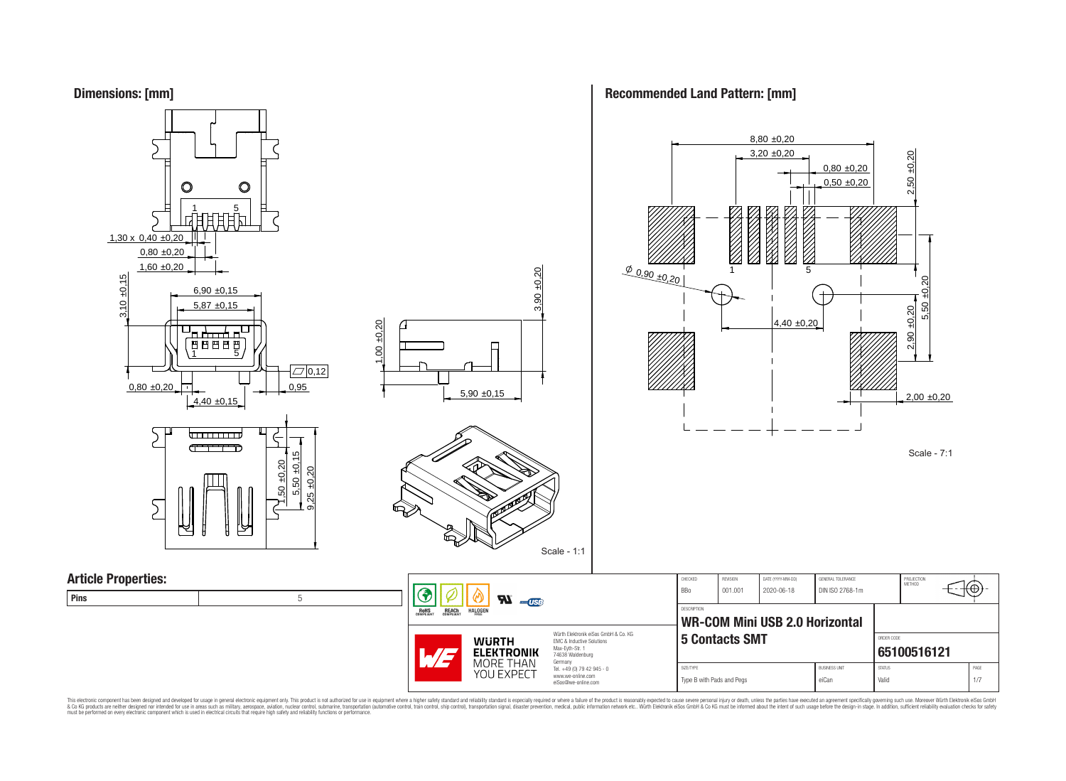## Dimensions: [mm]

1,30 x 0,40 ±0,20
0,80 ±0,20
1,60 ±0,20
3,10 ±0,15
6,90 ±0,15
5,87 ±0,15
0,80 ±0,20
4,40 ±0,15
0,12
0,95
1,00 ±0,20
3,90 ±0,20
5,90 ±0,15
1,50 ±0,20
5,50 ±0,15
9,25 ±0,20

Scale - 1:1

## Recommended Land Pattern: [mm]

8,80 ±0,20
3,20 ±0,20
0,80 ±0,20
0,50 ±0,20
2,50 ±0,20
Ø 0,90 ±0,20
4,40 ±0,20
5,50 ±0,20
2,90 ±0,20
2,00 ±0,20

Scale - 7:1

## Article Properties:

| Pins | 5 |
|---|---|

| CHECKED | REVISION | DATE (YYYY-MM-DD) | GENERAL TOLERANCE | PROJECTION METHOD |
|---|---|---|---|---|
| BBo | 001.001 | 2020-06-18 | DIN ISO 2768-1m | |

DESCRIPTION

**WR-COM Mini USB 2.0 Horizontal 5 Contacts SMT**

ORDER CODE: **65100516121**

| SIZE/TYPE | BUSINESS UNIT | STATUS | PAGE |
|---|---|---|---|
| Type B with Pads and Pegs | eiCan | Valid | 1/7 |

RoHS COMPLIANT, REACh COMPLIANT, HALOGEN FREE

Würth Elektronik eiSos GmbH & Co. KG
EMC & Inductive Solutions
Max-Eyth-Str. 1
74638 Waldenburg
Germany
Tel. +49 (0) 79 42 945 - 0
www.we-online.com
eiSos@we-online.com

WÜRTH ELEKTRONIK MORE THAN YOU EXPECT

This electronic component has been designed and developed for usage in general electronic equipment only. This product is not authorized for use in equipment where a higher safety standard and reliability standard is especially required or where a failure of the product is reasonably expected to cause severe personal injury or death, unless the parties have executed an agreement specifically governing such use. Moreover Würth Elektronik eiSos GmbH & Co KG products are neither designed nor intended for use in areas such as military, aerospace, aviation, nuclear control, submarine, transportation (automotive control, train control, ship control), transportation signal, disaster prevention, medical, public information network etc.. Würth Elektronik eiSos GmbH & Co KG must be informed about the intent of such usage before the design-in stage. In addition, sufficient reliability evaluation checks for safety must be performed on every electronic component which is used in electrical circuits that require high safety and reliability functions or performance.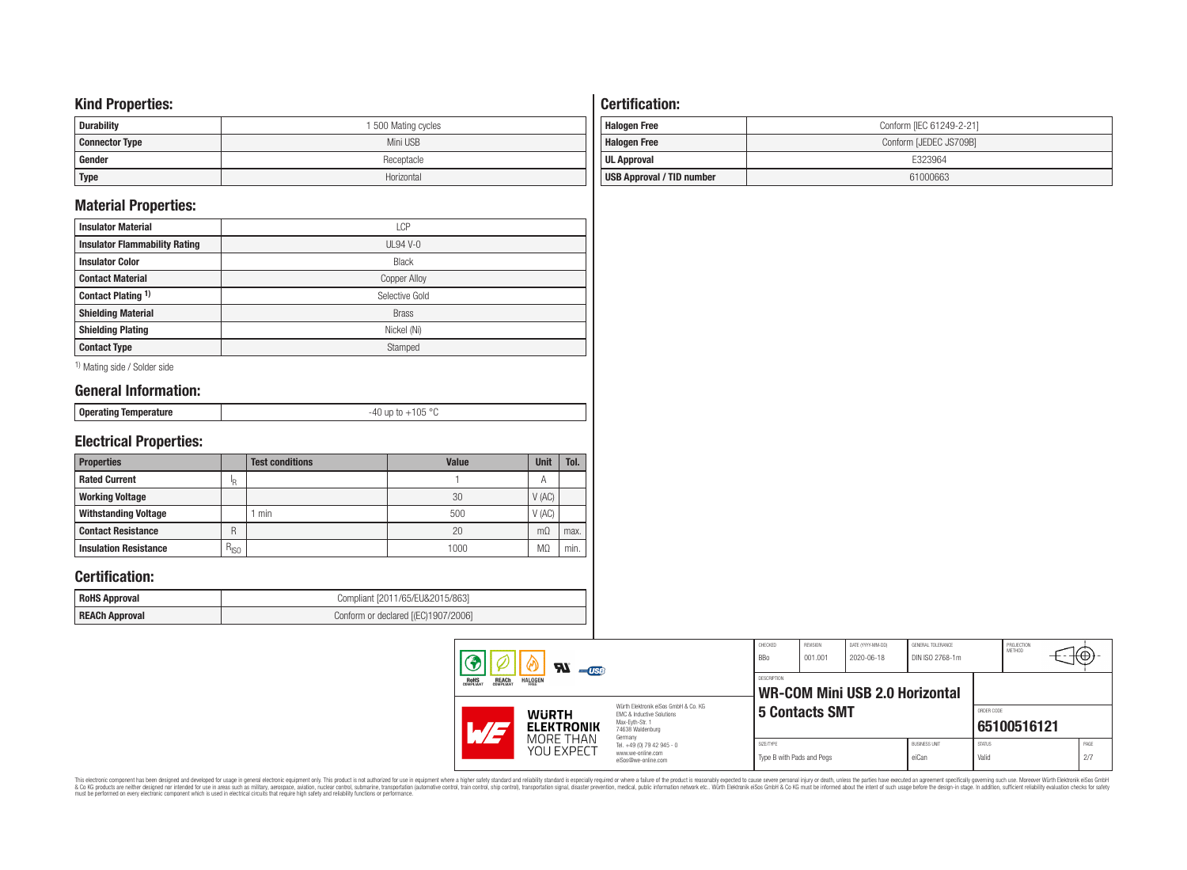## Kind Properties:

| Durability | 1 500 Mating cycles |
|---|---|
| Connector Type | Mini USB |
| Gender | Receptacle |
| Type | Horizontal |

## Material Properties:

| Insulator Material | LCP |
|---|---|
| Insulator Flammability Rating | UL94 V-0 |
| Insulator Color | Black |
| Contact Material | Copper Alloy |
| Contact Plating [1] | Selective Gold |
| Shielding Material | Brass |
| Shielding Plating | Nickel (Ni) |
| Contact Type | Stamped |

[1] Mating side / Solder side

## General Information:

| Operating Temperature | -40 up to +105 °C |
|---|---|

## Electrical Properties:

| Properties | | Test conditions | Value | Unit | Tol. |
|---|---|---|---|---|---|
| Rated Current | $I_R$ | | 1 | A | |
| Working Voltage | | | 30 | V (AC) | |
| Withstanding Voltage | | 1 min | 500 | V (AC) | |
| Contact Resistance | R | | 20 | mΩ | max. |
| Insulation Resistance | $R_{ISO}$ | | 1000 | MΩ | min. |

## Certification:

| RoHS Approval | Compliant [2011/65/EU&2015/863] |
|---|---|
| REACh Approval | Conform or declared [(EC)1907/2006] |

## Certification:

| Halogen Free | Conform [IEC 61249-2-21] |
|---|---|
| Halogen Free | Conform [JEDEC JS709B] |
| UL Approval | E323964 |
| USB Approval / TID number | 61000663 |

| CHECKED | REVISION | DATE (YYYY-MM-DD) | GENERAL TOLERANCE | PROJECTION METHOD |
|---|---|---|---|---|
| BBo | 001.001 | 2020-06-18 | DIN ISO 2768-1m | |

Würth Elektronik eiSos GmbH & Co. KG
EMC & Inductive Solutions
Max-Eyth-Str. 1
74638 Waldenburg
Germany
Tel. +49 (0) 79 42 945 - 0
www.we-online.com
eiSos@we-online.com

DESCRIPTION: **WR-COM Mini USB 2.0 Horizontal 5 Contacts SMT**

ORDER CODE: **65100516121**

| SIZE/TYPE | BUSINESS UNIT | STATUS | PAGE |
|---|---|---|---|
| Type B with Pads and Pegs | eiCan | Valid | 2/7 |

This electronic component has been designed and developed for usage in general electronic equipment only. This product is not authorized for use in equipment where a higher safety standard and reliability standard is especially required or where a failure of the product is reasonably expected to cause severe personal injury or death, unless the parties have executed an agreement specifically governing such use. Moreover Würth Elektronik eiSos GmbH & Co KG products are neither designed nor intended for use in areas such as military, aerospace, aviation, nuclear control, submarine, transportation (automotive control, train control, ship control), transportation signal, disaster prevention, medical, public information network etc.. Würth Elektronik eiSos GmbH & Co KG must be informed about the intent of such usage before the design-in stage. In addition, sufficient reliability evaluation checks for safety must be performed on every electronic component which is used in electrical circuits that require high safety and reliability functions or performance.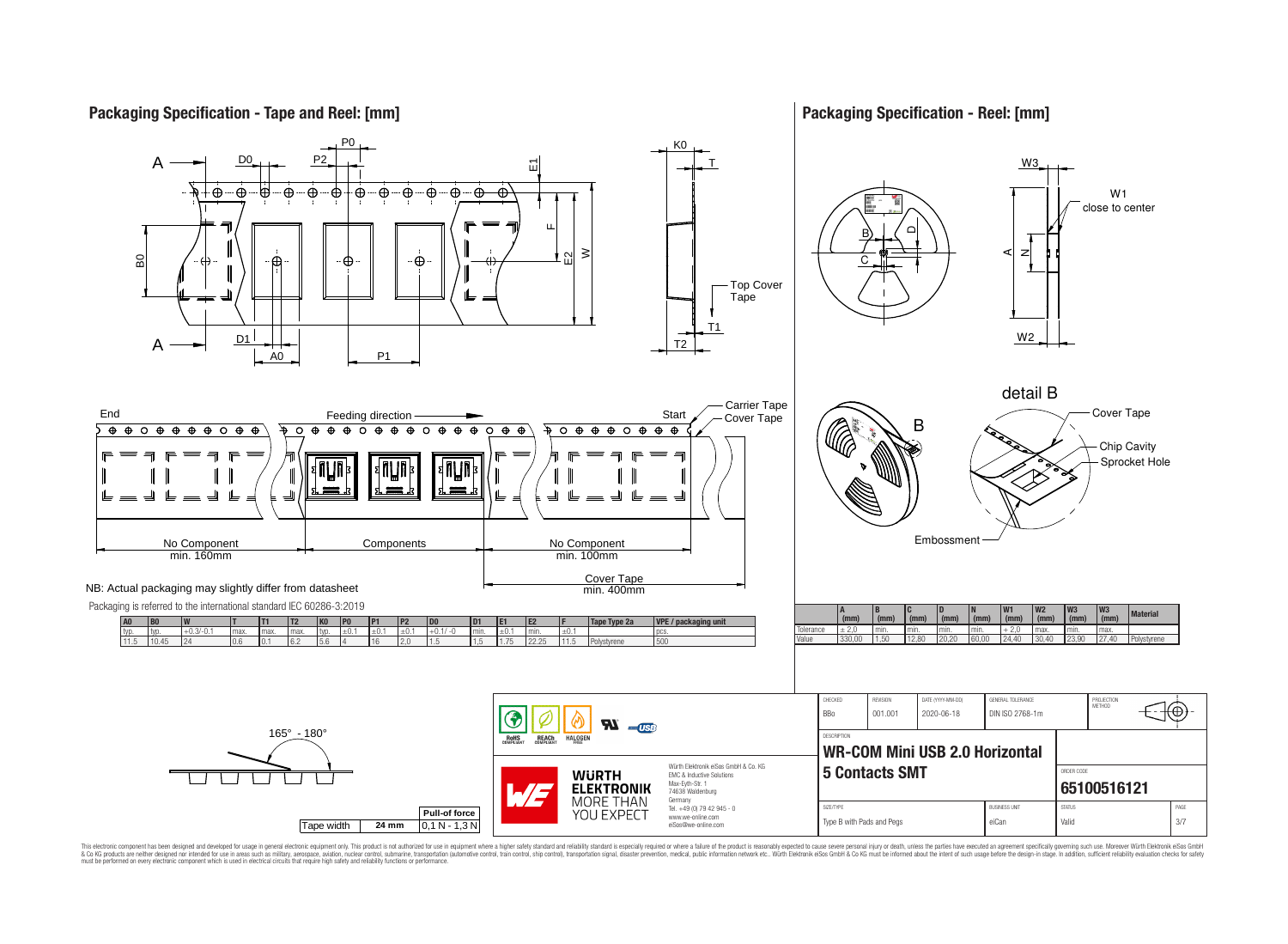## Packaging Specification - Tape and Reel: [mm]

Top Cover Tape

End — Feeding direction — Start

Carrier Tape
Cover Tape

No Component min. 160mm | Components | No Component min. 100mm

Cover Tape min. 400mm

NB: Actual packaging may slightly differ from datasheet

Packaging is referred to the international standard IEC 60286-3:2019

| A0 | B0 | W | T | T1 | T2 | K0 | P0 | P1 | P2 | D0 | D1 | E1 | E2 | F | Tape Type 2a | VPE / packaging unit |
|---|---|---|---|---|---|---|---|---|---|---|---|---|---|---|---|---|
| typ. | typ. | +0.3/-0.1 | max. | max. | max. | typ. | ±0.1 | ±0.1 | ±0.1 | +0.1 / -0 | min. | ±0.1 | min. | ±0.1 | | pcs. |
| 11.5 | 10.45 | 24 | 0.6 | 0.1 | 6.2 | 5.6 | 4 | 16 | 2.0 | 1.5 | 1.5 | 1.75 | 22.25 | 11.5 | Polystyrene | 500 |

165° - 180°

| Tape width | 24 mm | Pull-of force |
|---|---|---|
| | | 0,1 N - 1,3 N |

## Packaging Specification - Reel: [mm]

W1 close to center

detail B

Cover Tape
Chip Cavity
Sprocket Hole
Embossment

| | A (mm) | B (mm) | C (mm) | D (mm) | N (mm) | W1 (mm) | W2 (mm) | W3 (mm) | W3 (mm) | Material |
|---|---|---|---|---|---|---|---|---|---|---|
| Tolerance | ± 2,0 | min. | min. | min. | min. | + 2,0 | max. | min. | max. | |
| Value | 330,00 | 1,50 | 12,80 | 20,20 | 60,00 | 24,40 | 30,40 | 23,90 | 27,40 | Polystyrene |

| CHECKED | REVISION | DATE (YYYY-MM-DD) | GENERAL TOLERANCE | PROJECTION METHOD |
|---|---|---|---|---|
| BBo | 001.001 | 2020-06-18 | DIN ISO 2768-1m | |

DESCRIPTION: **WR-COM Mini USB 2.0 Horizontal 5 Contacts SMT**

ORDER CODE: **65100516121**

| SIZE/TYPE | BUSINESS UNIT | STATUS | PAGE |
|---|---|---|---|
| Type B with Pads and Pegs | eiCan | Valid | 3/7 |

Würth Elektronik eiSos GmbH & Co. KG
EMC & Inductive Solutions
Max-Eyth-Str. 1
74638 Waldenburg
Germany
Tel. +49 (0) 79 42 945 - 0
www.we-online.com
eiSos@we-online.com

WÜRTH ELEKTRONIK MORE THAN YOU EXPECT

RoHS COMPLIANT · REACh COMPLIANT · HALOGEN FREE

This electronic component has been designed and developed for usage in general electronic equipment only. This product is not authorized for use in equipment where a higher safety standard and reliability standard is especially required or where a failure of the product is reasonably expected to cause severe personal injury or death, unless the parties have executed an agreement specifically governing such use. Moreover Würth Elektronik eiSos GmbH & Co KG products are neither designed nor intended for use in areas such as military, aerospace, aviation, nuclear control, submarine, transportation (automotive control, train control, ship control), transportation signal, disaster prevention, medical, public information network etc.. Würth Elektronik eiSos GmbH & Co KG must be informed about the intent of such usage before the design-in stage. In addition, sufficient reliability evaluation checks for safety must be performed on every electronic component which is used in electrical circuits that require high safety and reliability functions or performance.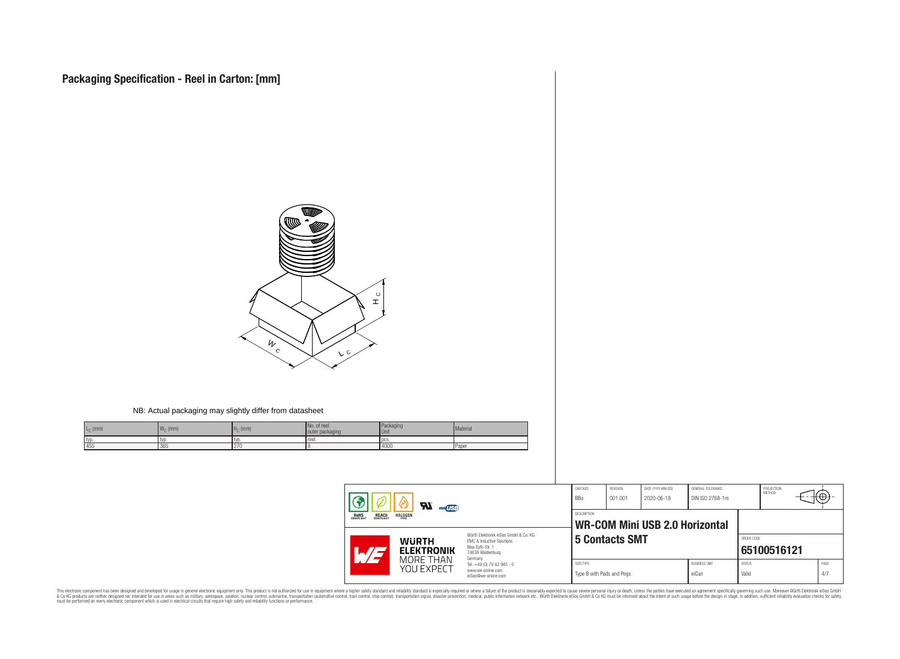# Packaging Specification - Reel in Carton: [mm]

NB: Actual packaging may slightly differ from datasheet

| $L_C$ (mm) | $W_C$ (mm) | $H_C$ (mm) | No. of reel outer packaging | Packaging Unit | Material |
|---|---|---|---|---|---|
| typ. | typ. | typ. | reel. | pcs. | |
| 455 | 365 | 270 | 8 | 4000 | Paper |

| CHECKED | REVISION | DATE (YYYY-MM-DD) | GENERAL TOLERANCE | PROJECTION METHOD |
|---|---|---|---|---|
| BBo | 001.001 | 2020-06-18 | DIN ISO 2768-1m | |

DESCRIPTION

**WR-COM Mini USB 2.0 Horizontal 5 Contacts SMT**

ORDER CODE: **65100516121**

| SIZE/TYPE | BUSINESS UNIT | STATUS | PAGE |
|---|---|---|---|
| Type B with Pads and Pegs | eiCan | Valid | 4/7 |

Würth Elektronik eiSos GmbH & Co. KG
EMC & Inductive Solutions
Max-Eyth-Str. 1
74638 Waldenburg
Germany
Tel. +49 (0) 79 42 945 - 0
www.we-online.com
eiSos@we-online.com

This electronic component has been designed and developed for usage in general electronic equipment only. This product is not authorized for use in equipment where a higher safety standard and reliability standard is especially required or where a failure of the product is reasonably expected to cause severe personal injury or death, unless the parties have executed an agreement specifically governing such use. Moreover Würth Elektronik eiSos GmbH & Co KG products are neither designed nor intended for use in areas such as military, aerospace, aviation, nuclear control, submarine, transportation (automotive control, train control, ship control), transportation signal, disaster prevention, medical, public information network etc.. Würth Elektronik eiSos GmbH & Co KG must be informed about the intent of such usage before the design-in stage. In addition, sufficient reliability evaluation checks for safety must be performed on every electronic component which is used in electrical circuits that require high safety and reliability functions or performance.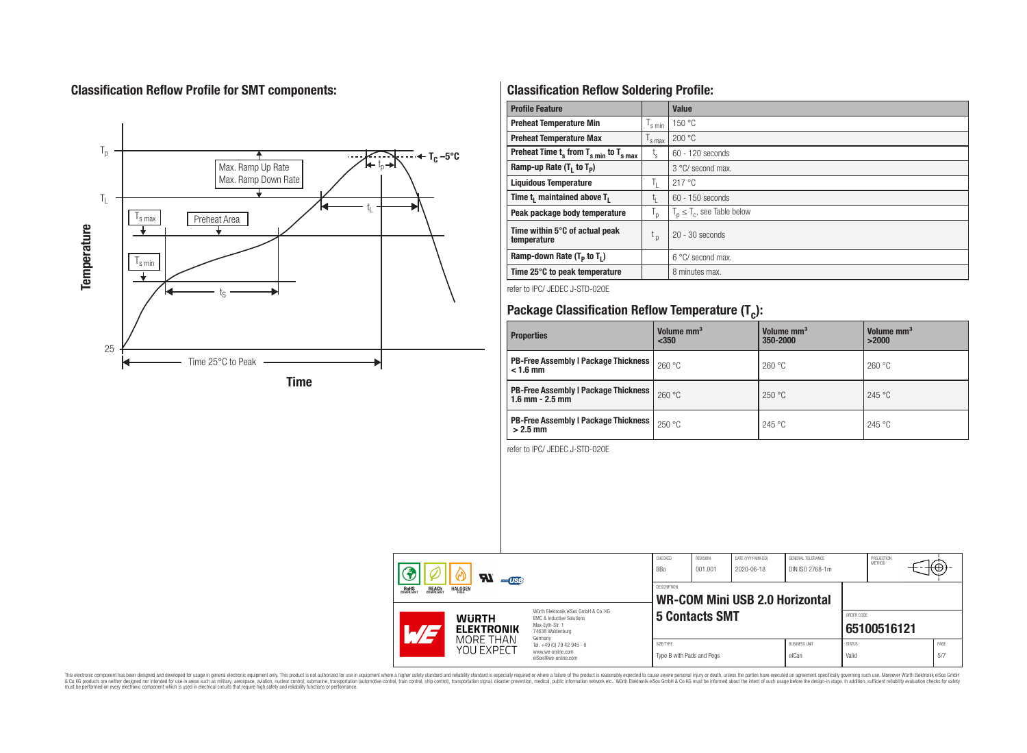## Classification Reflow Profile for SMT components:

## Classification Reflow Soldering Profile:

| Profile Feature | | Value |
|---|---|---|
| Preheat Temperature Min | $T_{s\,min}$ | 150 °C |
| Preheat Temperature Max | $T_{s\,max}$ | 200 °C |
| Preheat Time $t_s$ from $T_{s\,min}$ to $T_{s\,max}$ | $t_s$ | 60 - 120 seconds |
| Ramp-up Rate ($T_L$ to $T_P$) | | 3 °C/ second max. |
| Liquidous Temperature | $T_L$ | 217 °C |
| Time $t_L$ maintained above $T_L$ | $t_L$ | 60 - 150 seconds |
| Peak package body temperature | $T_p$ | $T_p \leq T_c$, see Table below |
| Time within 5°C of actual peak temperature | $t_p$ | 20 - 30 seconds |
| Ramp-down Rate ($T_P$ to $T_L$) | | 6 °C/ second max. |
| Time 25°C to peak temperature | | 8 minutes max. |

refer to IPC/ JEDEC J-STD-020E

## Package Classification Reflow Temperature ($T_c$):

| Properties | Volume mm³ <350 | Volume mm³ 350-2000 | Volume mm³ >2000 |
|---|---|---|---|
| PB-Free Assembly \| Package Thickness < 1.6 mm | 260 °C | 260 °C | 260 °C |
| PB-Free Assembly \| Package Thickness 1.6 mm - 2.5 mm | 260 °C | 250 °C | 245 °C |
| PB-Free Assembly \| Package Thickness > 2.5 mm | 250 °C | 245 °C | 245 °C |

refer to IPC/ JEDEC J-STD-020E

| CHECKED | REVISION | DATE (YYYY-MM-DD) | GENERAL TOLERANCE | PROJECTION METHOD |
|---|---|---|---|---|
| BBo | 001.001 | 2020-06-18 | DIN ISO 2768-1m | |

DESCRIPTION: **WR-COM Mini USB 2.0 Horizontal 5 Contacts SMT**

ORDER CODE: **65100516121**

| SIZE/TYPE | BUSINESS UNIT | STATUS |
|---|---|---|
| Type B with Pads and Pegs | eiCan | Valid |

Würth Elektronik eiSos GmbH & Co. KG
EMC & Inductive Solutions
Max-Eyth-Str. 1
74638 Waldenburg
Germany
Tel. +49 (0) 79 42 945 - 0
www.we-online.com
eiSos@we-online.com

This electronic component has been designed and developed for usage in general electronic equipment only. This product is not authorized for use in equipment where a higher safety standard and reliability standard is especially required or where a failure of the product is reasonably expected to cause severe personal injury or death, unless the parties have executed an agreement specifically governing such use. Moreover Würth Elektronik eiSos GmbH & Co KG products are neither designed nor intended for use in areas such as military, aerospace, aviation, nuclear control, submarine, transportation (automotive control, train control, ship control), transportation signal, disaster prevention, medical, public information network etc.. Würth Elektronik eiSos GmbH & Co KG must be informed about the intent of such usage before the design-in stage. In addition, sufficient reliability evaluation checks for safety must be performed on every electronic component which is used in electrical circuits that require high safety and reliability functions or performance.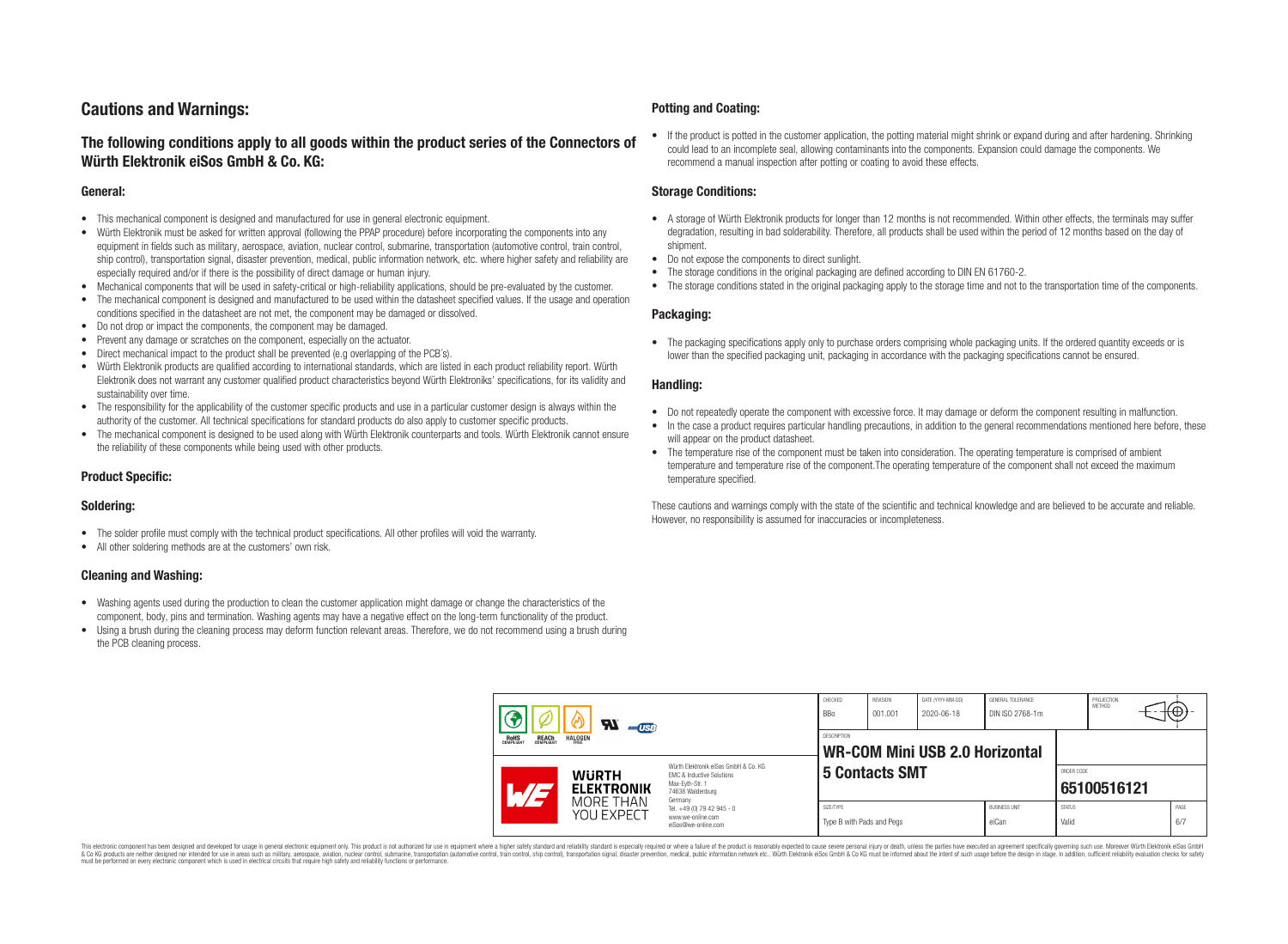# Cautions and Warnings:

## The following conditions apply to all goods within the product series of the Connectors of Würth Elektronik eiSos GmbH & Co. KG:

### General:

- This mechanical component is designed and manufactured for use in general electronic equipment.
- Würth Elektronik must be asked for written approval (following the PPAP procedure) before incorporating the components into any equipment in fields such as military, aerospace, aviation, nuclear control, submarine, transportation (automotive control, train control, ship control), transportation signal, disaster prevention, medical, public information network, etc. where higher safety and reliability are especially required and/or if there is the possibility of direct damage or human injury.
- Mechanical components that will be used in safety-critical or high-reliability applications, should be pre-evaluated by the customer.
- The mechanical component is designed and manufactured to be used within the datasheet specified values. If the usage and operation conditions specified in the datasheet are not met, the component may be damaged or dissolved.
- Do not drop or impact the components, the component may be damaged.
- Prevent any damage or scratches on the component, especially on the actuator.
- Direct mechanical impact to the product shall be prevented (e.g overlapping of the PCB´s).
- Würth Elektronik products are qualified according to international standards, which are listed in each product reliability report. Würth Elektronik does not warrant any customer qualified product characteristics beyond Würth Elektroniks' specifications, for its validity and sustainability over time.
- The responsibility for the applicability of the customer specific products and use in a particular customer design is always within the authority of the customer. All technical specifications for standard products do also apply to customer specific products.
- The mechanical component is designed to be used along with Würth Elektronik counterparts and tools. Würth Elektronik cannot ensure the reliability of these components while being used with other products.

### Product Specific:

### Soldering:

- The solder profile must comply with the technical product specifications. All other profiles will void the warranty.
- All other soldering methods are at the customers' own risk.

### Cleaning and Washing:

- Washing agents used during the production to clean the customer application might damage or change the characteristics of the component, body, pins and termination. Washing agents may have a negative effect on the long-term functionality of the product.
- Using a brush during the cleaning process may deform function relevant areas. Therefore, we do not recommend using a brush during the PCB cleaning process.

### Potting and Coating:

- If the product is potted in the customer application, the potting material might shrink or expand during and after hardening. Shrinking could lead to an incomplete seal, allowing contaminants into the components. Expansion could damage the components. We recommend a manual inspection after potting or coating to avoid these effects.

### Storage Conditions:

- A storage of Würth Elektronik products for longer than 12 months is not recommended. Within other effects, the terminals may suffer degradation, resulting in bad solderability. Therefore, all products shall be used within the period of 12 months based on the day of shipment.
- Do not expose the components to direct sunlight.
- The storage conditions in the original packaging are defined according to DIN EN 61760-2.
- The storage conditions stated in the original packaging apply to the storage time and not to the transportation time of the components.

### Packaging:

- The packaging specifications apply only to purchase orders comprising whole packaging units. If the ordered quantity exceeds or is lower than the specified packaging unit, packaging in accordance with the packaging specifications cannot be ensured.

### Handling:

- Do not repeatedly operate the component with excessive force. It may damage or deform the component resulting in malfunction.
- In the case a product requires particular handling precautions, in addition to the general recommendations mentioned here before, these will appear on the product datasheet.
- The temperature rise of the component must be taken into consideration. The operating temperature is comprised of ambient temperature and temperature rise of the component.The operating temperature of the component shall not exceed the maximum temperature specified.

These cautions and warnings comply with the state of the scientific and technical knowledge and are believed to be accurate and reliable. However, no responsibility is assumed for inaccuracies or incompleteness.

| CHECKED | REVISION | DATE (YYYY-MM-DD) | GENERAL TOLERANCE | PROJECTION METHOD |
|---|---|---|---|---|
| BBo | 001.001 | 2020-06-18 | DIN ISO 2768-1m | |

DESCRIPTION: **WR-COM Mini USB 2.0 Horizontal 5 Contacts SMT**

ORDER CODE: **65100516121**

| SIZE/TYPE | BUSINESS UNIT | STATUS | PAGE |
|---|---|---|---|
| Type B with Pads and Pegs | eiCan | Valid | 6/7 |

Würth Elektronik eiSos GmbH & Co. KG
EMC & Inductive Solutions
Max-Eyth-Str. 1
74638 Waldenburg
Germany
Tel. +49 (0) 79 42 945 - 0
www.we-online.com
eiSos@we-online.com

This electronic component has been designed and developed for usage in general electronic equipment only. This product is not authorized for use in equipment where a higher safety standard and reliability standard is especially required or where a failure of the product is reasonably expected to cause severe personal injury or death, unless the parties have executed an agreement specifically governing such use. Moreover Würth Elektronik eiSos GmbH & Co KG products are neither designed nor intended for use in areas such as military, aerospace, aviation, nuclear control, submarine, transportation (automotive control, train control, ship control), transportation signal, disaster prevention, medical, public information network etc.. Würth Elektronik eiSos GmbH & Co KG must be informed about the intent of such usage before the design-in stage. In addition, sufficient reliability evaluation checks for safety must be performed on every electronic component which is used in electrical circuits that require high safety and reliability functions or performance.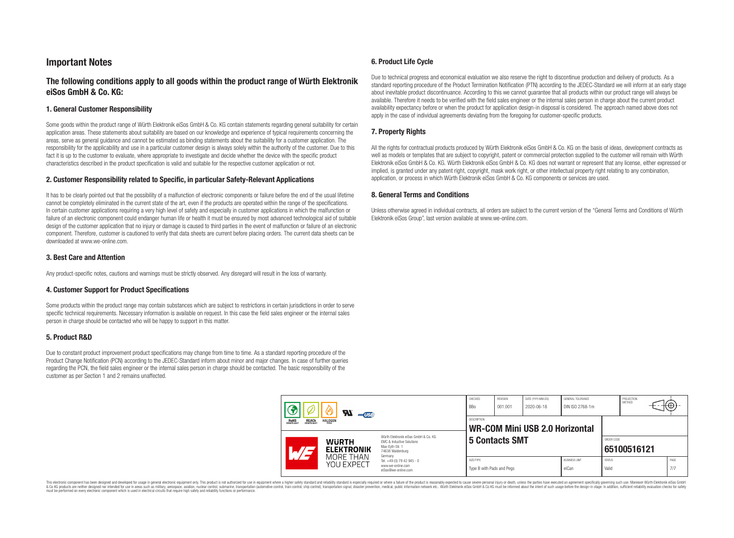# Important Notes

## The following conditions apply to all goods within the product range of Würth Elektronik eiSos GmbH & Co. KG:

### 1. General Customer Responsibility

Some goods within the product range of Würth Elektronik eiSos GmbH & Co. KG contain statements regarding general suitability for certain application areas. These statements about suitability are based on our knowledge and experience of typical requirements concerning the areas, serve as general guidance and cannot be estimated as binding statements about the suitability for a customer application. The responsibility for the applicability and use in a particular customer design is always solely within the authority of the customer. Due to this fact it is up to the customer to evaluate, where appropriate to investigate and decide whether the device with the specific product characteristics described in the product specification is valid and suitable for the respective customer application or not.

### 2. Customer Responsibility related to Specific, in particular Safety-Relevant Applications

It has to be clearly pointed out that the possibility of a malfunction of electronic components or failure before the end of the usual lifetime cannot be completely eliminated in the current state of the art, even if the products are operated within the range of the specifications. In certain customer applications requiring a very high level of safety and especially in customer applications in which the malfunction or failure of an electronic component could endanger human life or health it must be ensured by most advanced technological aid of suitable design of the customer application that no injury or damage is caused to third parties in the event of malfunction or failure of an electronic component. Therefore, customer is cautioned to verify that data sheets are current before placing orders. The current data sheets can be downloaded at www.we-online.com.

### 3. Best Care and Attention

Any product-specific notes, cautions and warnings must be strictly observed. Any disregard will result in the loss of warranty.

### 4. Customer Support for Product Specifications

Some products within the product range may contain substances which are subject to restrictions in certain jurisdictions in order to serve specific technical requirements. Necessary information is available on request. In this case the field sales engineer or the internal sales person in charge should be contacted who will be happy to support in this matter.

### 5. Product R&D

Due to constant product improvement product specifications may change from time to time. As a standard reporting procedure of the Product Change Notification (PCN) according to the JEDEC-Standard inform about minor and major changes. In case of further queries regarding the PCN, the field sales engineer or the internal sales person in charge should be contacted. The basic responsibility of the customer as per Section 1 and 2 remains unaffected.

### 6. Product Life Cycle

Due to technical progress and economical evaluation we also reserve the right to discontinue production and delivery of products. As a standard reporting procedure of the Product Termination Notification (PTN) according to the JEDEC-Standard we will inform at an early stage about inevitable product discontinuance. According to this we cannot guarantee that all products within our product range will always be available. Therefore it needs to be verified with the field sales engineer or the internal sales person in charge about the current product availability expectancy before or when the product for application design-in disposal is considered. The approach named above does not apply in the case of individual agreements deviating from the foregoing for customer-specific products.

### 7. Property Rights

All the rights for contractual products produced by Würth Elektronik eiSos GmbH & Co. KG on the basis of ideas, development contracts as well as models or templates that are subject to copyright, patent or commercial protection supplied to the customer will remain with Würth Elektronik eiSos GmbH & Co. KG. Würth Elektronik eiSos GmbH & Co. KG does not warrant or represent that any license, either expressed or implied, is granted under any patent right, copyright, mask work right, or other intellectual property right relating to any combination, application, or process in which Würth Elektronik eiSos GmbH & Co. KG components or services are used.

### 8. General Terms and Conditions

Unless otherwise agreed in individual contracts, all orders are subject to the current version of the "General Terms and Conditions of Würth Elektronik eiSos Group", last version available at www.we-online.com.

| CHECKED | REVISION | DATE (YYYY-MM-DD) | GENERAL TOLERANCE | PROJECTION METHOD |
|---|---|---|---|---|
| BBo | 001.001 | 2020-06-18 | DIN ISO 2768-1m | |

DESCRIPTION: **WR-COM Mini USB 2.0 Horizontal 5 Contacts SMT**

ORDER CODE: **65100516121**

| SIZE/TYPE | BUSINESS UNIT | STATUS | PAGE |
|---|---|---|---|
| Type B with Pads and Pegs | eiCan | Valid | 7/7 |

Würth Elektronik eiSos GmbH & Co. KG
EMC & Inductive Solutions
Max-Eyth-Str. 1
74638 Waldenburg
Germany
Tel. +49 (0) 79 42 945 - 0
www.we-online.com
eiSos@we-online.com

This electronic component has been designed and developed for usage in general electronic equipment only. This product is not authorized for use in equipment where a higher safety standard and reliability standard is especially required or where a failure of the product is reasonably expected to cause severe personal injury or death, unless the parties have executed an agreement specifically governing such use. Moreover Würth Elektronik eiSos GmbH & Co KG products are neither designed nor intended for use in areas such as military, aerospace, aviation, nuclear control, submarine, transportation (automotive control, train control, ship control), transportation signal, disaster prevention, medical, public information network etc.. Würth Elektronik eiSos GmbH & Co KG must be informed about the intent of such usage before the design-in stage. In addition, sufficient reliability evaluation checks for safety must be performed on every electronic component which is used in electrical circuits that require high safety and reliability functions or performance.